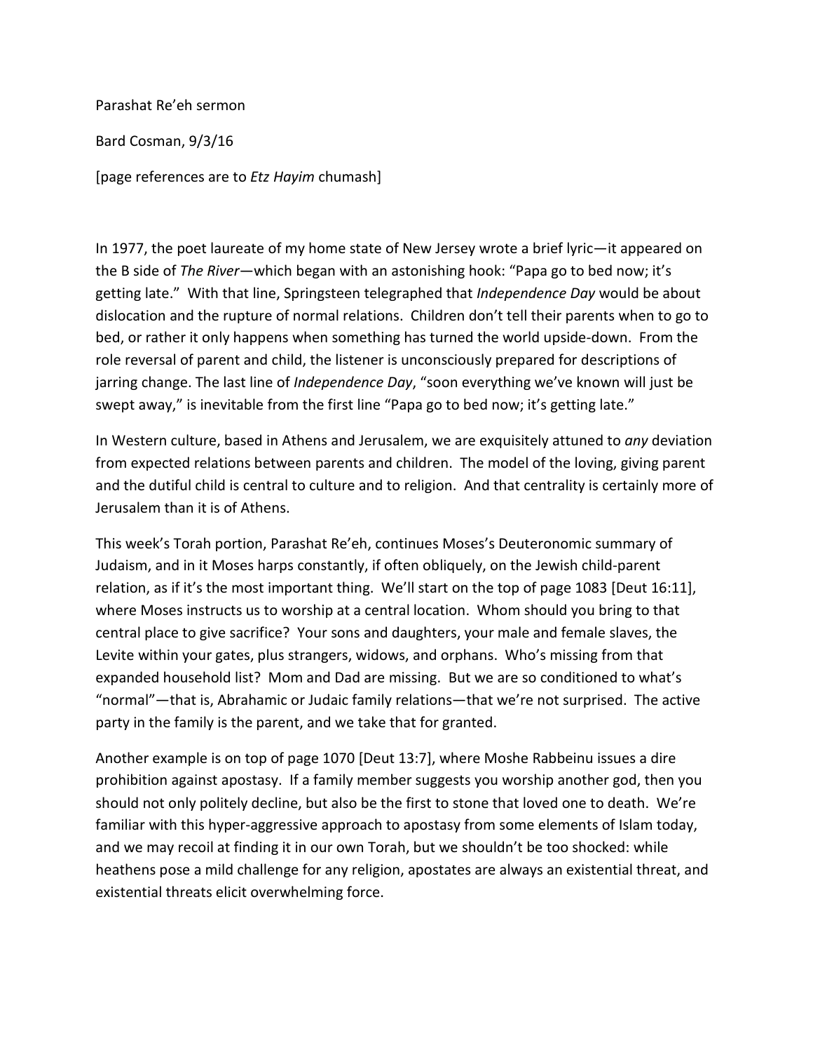Parashat Re'eh sermon

Bard Cosman, 9/3/16

[page references are to *Etz Hayim* chumash]

In 1977, the poet laureate of my home state of New Jersey wrote a brief lyric—it appeared on the B side of *The River*—which began with an astonishing hook: "Papa go to bed now; it's getting late." With that line, Springsteen telegraphed that *Independence Day* would be about dislocation and the rupture of normal relations. Children don't tell their parents when to go to bed, or rather it only happens when something has turned the world upside-down. From the role reversal of parent and child, the listener is unconsciously prepared for descriptions of jarring change. The last line of *Independence Day*, "soon everything we've known will just be swept away," is inevitable from the first line "Papa go to bed now; it's getting late."

In Western culture, based in Athens and Jerusalem, we are exquisitely attuned to *any* deviation from expected relations between parents and children. The model of the loving, giving parent and the dutiful child is central to culture and to religion. And that centrality is certainly more of Jerusalem than it is of Athens.

This week's Torah portion, Parashat Re'eh, continues Moses's Deuteronomic summary of Judaism, and in it Moses harps constantly, if often obliquely, on the Jewish child-parent relation, as if it's the most important thing. We'll start on the top of page 1083 [Deut 16:11], where Moses instructs us to worship at a central location. Whom should you bring to that central place to give sacrifice? Your sons and daughters, your male and female slaves, the Levite within your gates, plus strangers, widows, and orphans. Who's missing from that expanded household list? Mom and Dad are missing. But we are so conditioned to what's "normal"—that is, Abrahamic or Judaic family relations—that we're not surprised. The active party in the family is the parent, and we take that for granted.

Another example is on top of page 1070 [Deut 13:7], where Moshe Rabbeinu issues a dire prohibition against apostasy. If a family member suggests you worship another god, then you should not only politely decline, but also be the first to stone that loved one to death. We're familiar with this hyper-aggressive approach to apostasy from some elements of Islam today, and we may recoil at finding it in our own Torah, but we shouldn't be too shocked: while heathens pose a mild challenge for any religion, apostates are always an existential threat, and existential threats elicit overwhelming force.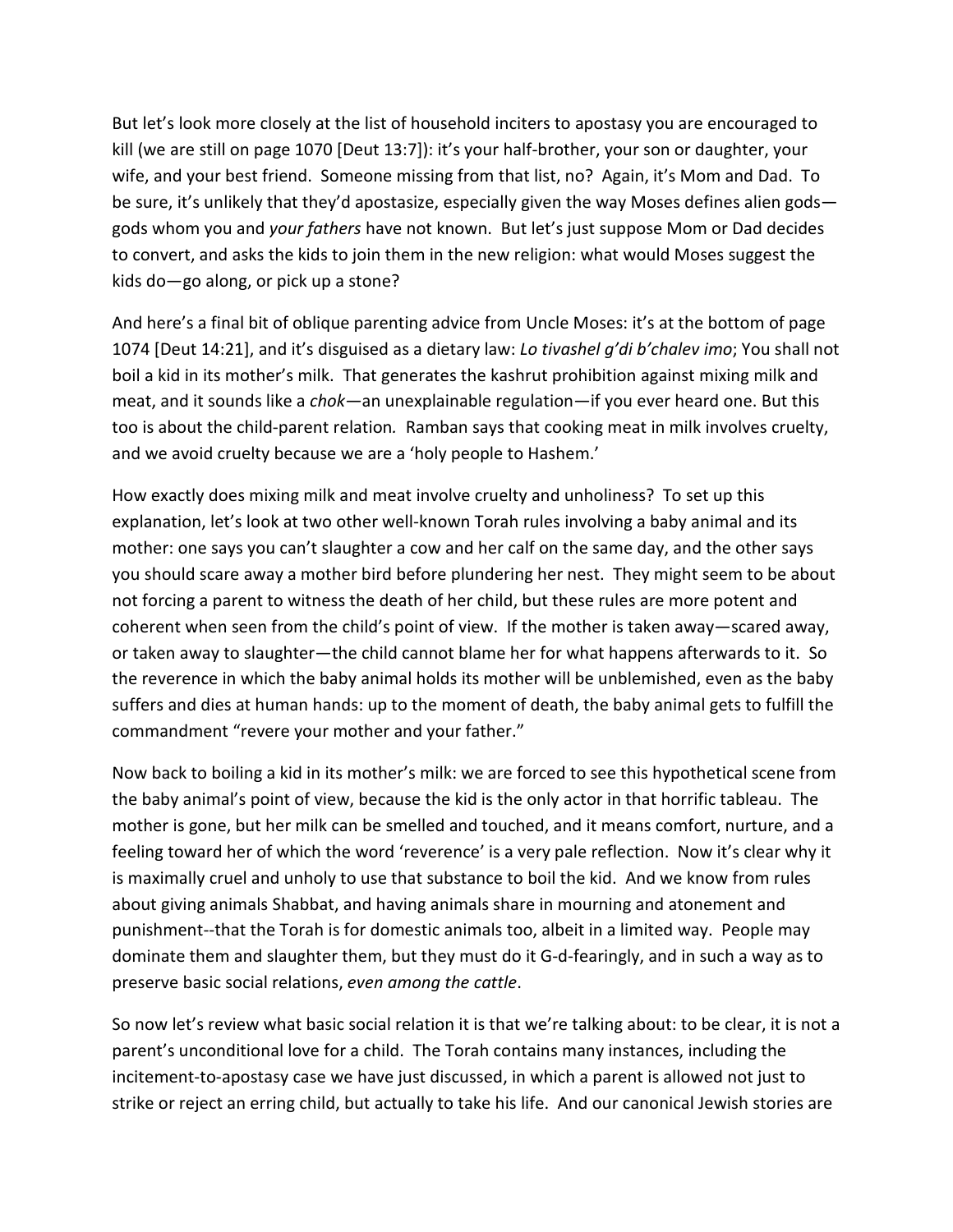But let's look more closely at the list of household inciters to apostasy you are encouraged to kill (we are still on page 1070 [Deut 13:7]): it's your half-brother, your son or daughter, your wife, and your best friend. Someone missing from that list, no? Again, it's Mom and Dad. To be sure, it's unlikely that they'd apostasize, especially given the way Moses defines alien gods—gods whom you and *your fathers* have not known. But let's just suppose Mom or Dad decides to convert, and asks the kids to join them in the new religion: what would Moses suggest the kids do—go along, or pick up a stone?

And here's a final bit of oblique parenting advice from Uncle Moses: it's at the bottom of page 1074 [Deut 14:21], and it's disguised as a dietary law: *Lo tivashel g'di b'chalev imo*; You shall not boil a kid in its mother's milk. That generates the kashrut prohibition against mixing milk and meat, and it sounds like a *chok*—an unexplainable regulation—if you ever heard one. But this too is about the child-parent relation. Ramban says that cooking meat in milk involves cruelty, and we avoid cruelty because we are a 'holy people to Hashem.'

How exactly does mixing milk and meat involve cruelty and unholiness? To set up this explanation, let's look at two other well-known Torah rules involving a baby animal and its mother: one says you can't slaughter a cow and her calf on the same day, and the other says you should scare away a mother bird before plundering her nest. They might seem to be about not forcing a parent to witness the death of her child, but these rules are more potent and coherent when seen from the child's point of view. If the mother is taken away—scared away, or taken away to slaughter—the child cannot blame her for what happens afterwards to it. So the reverence in which the baby animal holds its mother will be unblemished, even as the baby suffers and dies at human hands: up to the moment of death, the baby animal gets to fulfill the commandment "revere your mother and your father."

Now back to boiling a kid in its mother's milk: we are forced to see this hypothetical scene from the baby animal's point of view, because the kid is the only actor in that horrific tableau. The mother is gone, but her milk can be smelled and touched, and it means comfort, nurture, and a feeling toward her of which the word 'reverence' is a very pale reflection. Now it's clear why it is maximally cruel and unholy to use that substance to boil the kid. And we know from rules about giving animals Shabbat, and having animals share in mourning and atonement and punishment--that the Torah is for domestic animals too, albeit in a limited way. People may dominate them and slaughter them, but they must do it G-d-fearingly, and in such a way as to preserve basic social relations, *even among the cattle*.

So now let's review what basic social relation it is that we're talking about: to be clear, it is not a parent's unconditional love for a child. The Torah contains many instances, including the incitement-to-apostasy case we have just discussed, in which a parent is allowed not just to strike or reject an erring child, but actually to take his life. And our canonical Jewish stories are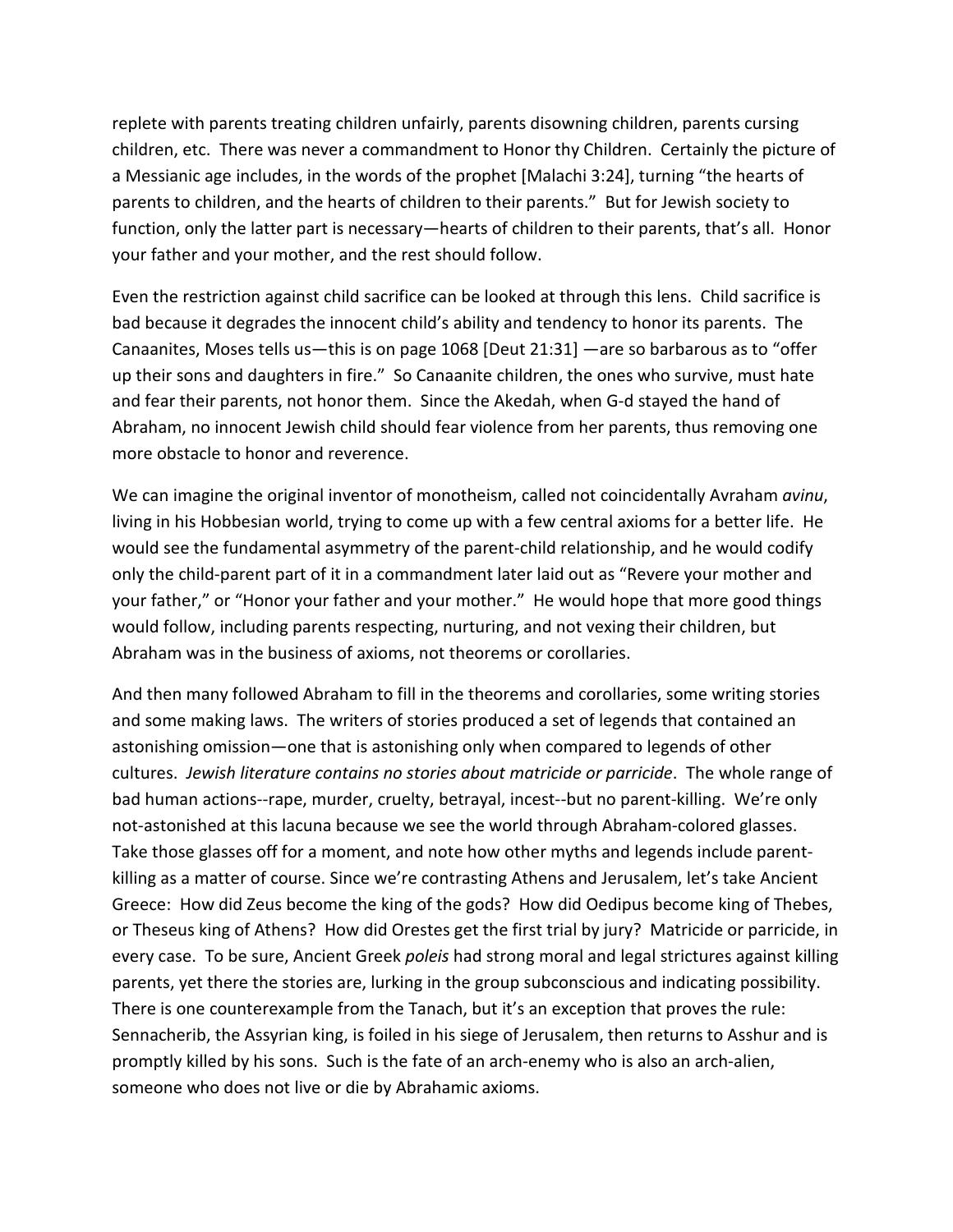replete with parents treating children unfairly, parents disowning children, parents cursing children, etc. There was never a commandment to Honor thy Children. Certainly the picture of a Messianic age includes, in the words of the prophet [Malachi 3:24], turning "the hearts of parents to children, and the hearts of children to their parents." But for Jewish society to function, only the latter part is necessary—hearts of children to their parents, that's all. Honor your father and your mother, and the rest should follow.

Even the restriction against child sacrifice can be looked at through this lens. Child sacrifice is bad because it degrades the innocent child's ability and tendency to honor its parents. The Canaanites, Moses tells us—this is on page 1068 [Deut 21:31] —are so barbarous as to "offer up their sons and daughters in fire." So Canaanite children, the ones who survive, must hate and fear their parents, not honor them. Since the Akedah, when G-d stayed the hand of Abraham, no innocent Jewish child should fear violence from her parents, thus removing one more obstacle to honor and reverence.

We can imagine the original inventor of monotheism, called not coincidentally Avraham *avinu*, living in his Hobbesian world, trying to come up with a few central axioms for a better life. He would see the fundamental asymmetry of the parent-child relationship, and he would codify only the child-parent part of it in a commandment later laid out as "Revere your mother and your father," or "Honor your father and your mother." He would hope that more good things would follow, including parents respecting, nurturing, and not vexing their children, but Abraham was in the business of axioms, not theorems or corollaries.

And then many followed Abraham to fill in the theorems and corollaries, some writing stories and some making laws. The writers of stories produced a set of legends that contained an astonishing omission—one that is astonishing only when compared to legends of other cultures. *Jewish literature contains no stories about matricide or parricide*. The whole range of bad human actions--rape, murder, cruelty, betrayal, incest--but no parent-killing. We're only not-astonished at this lacuna because we see the world through Abraham-colored glasses. Take those glasses off for a moment, and note how other myths and legends include parent-killing as a matter of course. Since we're contrasting Athens and Jerusalem, let's take Ancient Greece: How did Zeus become the king of the gods? How did Oedipus become king of Thebes, or Theseus king of Athens? How did Orestes get the first trial by jury? Matricide or parricide, in every case. To be sure, Ancient Greek *poleis* had strong moral and legal strictures against killing parents, yet there the stories are, lurking in the group subconscious and indicating possibility. There is one counterexample from the Tanach, but it's an exception that proves the rule: Sennacherib, the Assyrian king, is foiled in his siege of Jerusalem, then returns to Asshur and is promptly killed by his sons. Such is the fate of an arch-enemy who is also an arch-alien, someone who does not live or die by Abrahamic axioms.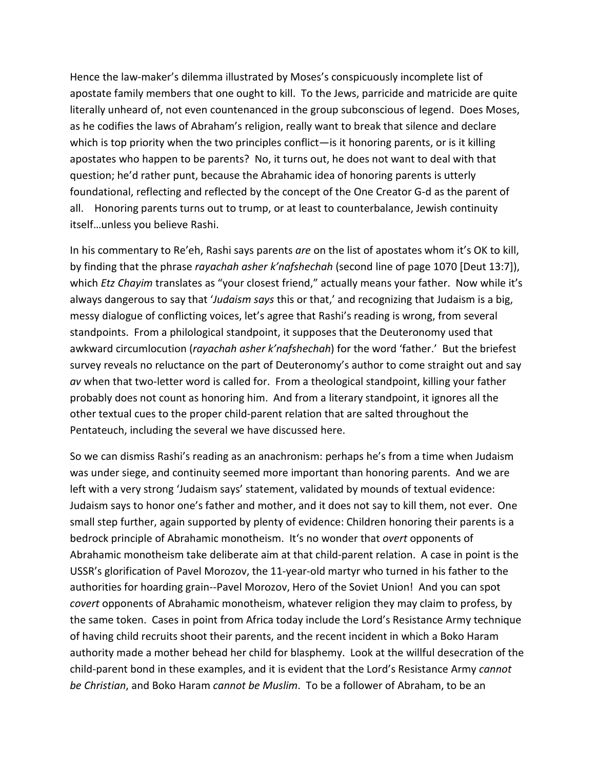Hence the law-maker's dilemma illustrated by Moses's conspicuously incomplete list of apostate family members that one ought to kill. To the Jews, parricide and matricide are quite literally unheard of, not even countenanced in the group subconscious of legend. Does Moses, as he codifies the laws of Abraham's religion, really want to break that silence and declare which is top priority when the two principles conflict—is it honoring parents, or is it killing apostates who happen to be parents? No, it turns out, he does not want to deal with that question; he'd rather punt, because the Abrahamic idea of honoring parents is utterly foundational, reflecting and reflected by the concept of the One Creator G-d as the parent of all. Honoring parents turns out to trump, or at least to counterbalance, Jewish continuity itself…unless you believe Rashi.

In his commentary to Re'eh, Rashi says parents *are* on the list of apostates whom it's OK to kill, by finding that the phrase *rayachah asher k'nafshechah* (second line of page 1070 [Deut 13:7]), which *Etz Chayim* translates as "your closest friend," actually means your father. Now while it's always dangerous to say that '*Judaism says* this or that,' and recognizing that Judaism is a big, messy dialogue of conflicting voices, let's agree that Rashi's reading is wrong, from several standpoints. From a philological standpoint, it supposes that the Deuteronomy used that awkward circumlocution (*rayachah asher k'nafshechah*) for the word 'father.' But the briefest survey reveals no reluctance on the part of Deuteronomy's author to come straight out and say *av* when that two-letter word is called for. From a theological standpoint, killing your father probably does not count as honoring him. And from a literary standpoint, it ignores all the other textual cues to the proper child-parent relation that are salted throughout the Pentateuch, including the several we have discussed here.

So we can dismiss Rashi's reading as an anachronism: perhaps he's from a time when Judaism was under siege, and continuity seemed more important than honoring parents. And we are left with a very strong 'Judaism says' statement, validated by mounds of textual evidence: Judaism says to honor one's father and mother, and it does not say to kill them, not ever. One small step further, again supported by plenty of evidence: Children honoring their parents is a bedrock principle of Abrahamic monotheism. It's no wonder that *overt* opponents of Abrahamic monotheism take deliberate aim at that child-parent relation. A case in point is the USSR's glorification of Pavel Morozov, the 11-year-old martyr who turned in his father to the authorities for hoarding grain--Pavel Morozov, Hero of the Soviet Union! And you can spot *covert* opponents of Abrahamic monotheism, whatever religion they may claim to profess, by the same token. Cases in point from Africa today include the Lord's Resistance Army technique of having child recruits shoot their parents, and the recent incident in which a Boko Haram authority made a mother behead her child for blasphemy. Look at the willful desecration of the child-parent bond in these examples, and it is evident that the Lord's Resistance Army *cannot be Christian*, and Boko Haram *cannot be Muslim*. To be a follower of Abraham, to be an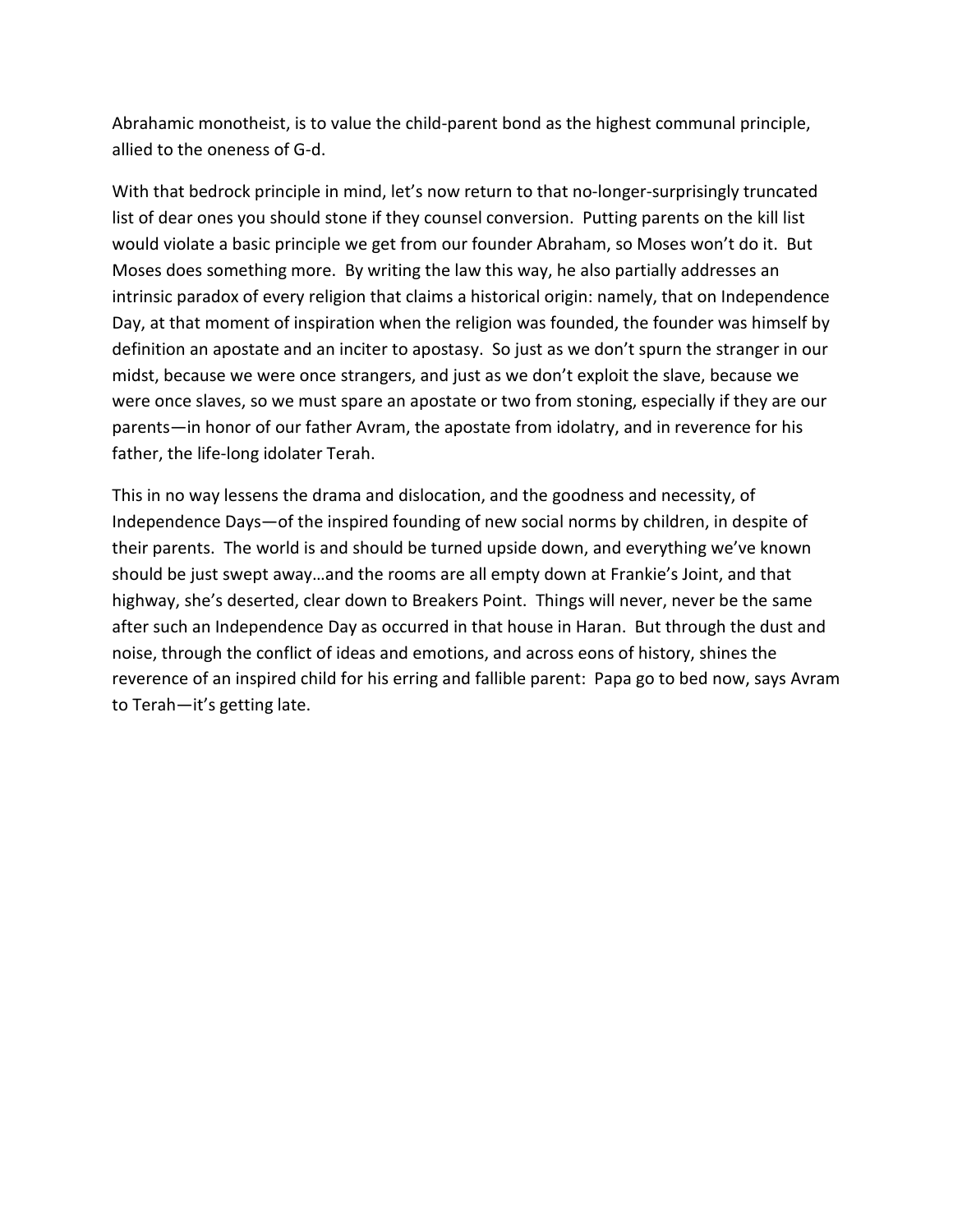Abrahamic monotheist, is to value the child-parent bond as the highest communal principle, allied to the oneness of G-d.

With that bedrock principle in mind, let's now return to that no-longer-surprisingly truncated list of dear ones you should stone if they counsel conversion. Putting parents on the kill list would violate a basic principle we get from our founder Abraham, so Moses won't do it. But Moses does something more. By writing the law this way, he also partially addresses an intrinsic paradox of every religion that claims a historical origin: namely, that on Independence Day, at that moment of inspiration when the religion was founded, the founder was himself by definition an apostate and an inciter to apostasy. So just as we don't spurn the stranger in our midst, because we were once strangers, and just as we don't exploit the slave, because we were once slaves, so we must spare an apostate or two from stoning, especially if they are our parents—in honor of our father Avram, the apostate from idolatry, and in reverence for his father, the life-long idolater Terah.

This in no way lessens the drama and dislocation, and the goodness and necessity, of Independence Days—of the inspired founding of new social norms by children, in despite of their parents. The world is and should be turned upside down, and everything we've known should be just swept away…and the rooms are all empty down at Frankie's Joint, and that highway, she's deserted, clear down to Breakers Point. Things will never, never be the same after such an Independence Day as occurred in that house in Haran. But through the dust and noise, through the conflict of ideas and emotions, and across eons of history, shines the reverence of an inspired child for his erring and fallible parent: Papa go to bed now, says Avram to Terah—it's getting late.